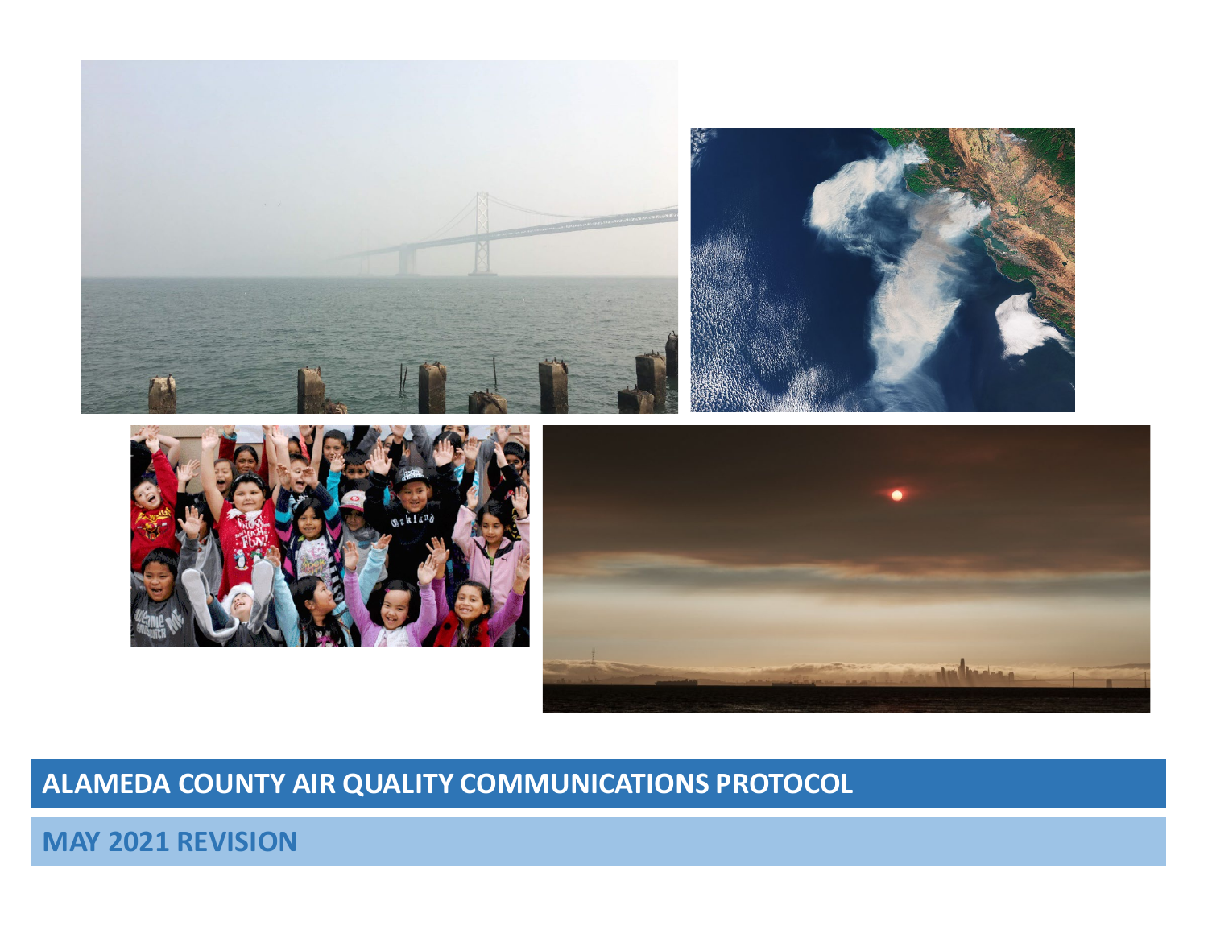# ALAMEDA COUNTY AIR QUALITY COMMUNICATIONS PROTOCOL

## MAY 2021 REVISION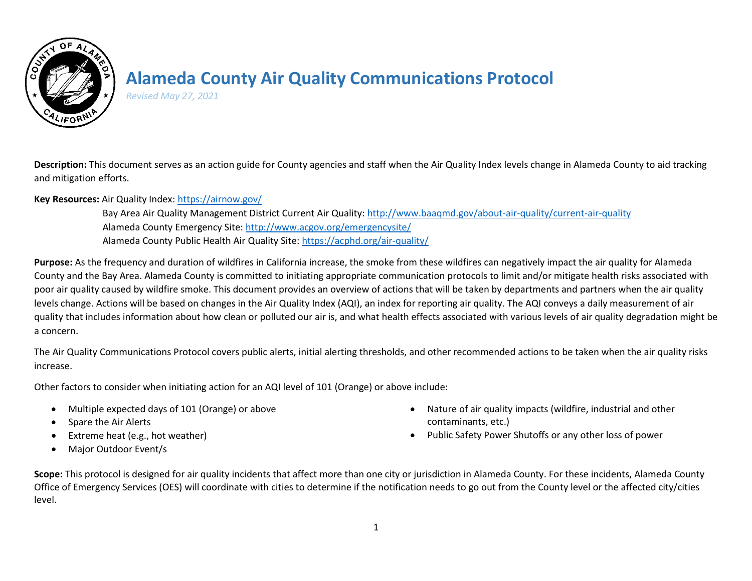# Alameda County Air Quality Communications Protocol

*Revised May 27, 2021*

**Description:** This document serves as an action guide for County agencies and staff when the Air Quality Index levels change in Alameda County to aid tracking and mitigation efforts.

**Key Resources:** Air Quality Index: https://airnow.gov/

Bay Area Air Quality Management District Current Air Quality: http://www.baaqmd.gov/about-air-quality/current-air-quality

Alameda County Emergency Site: http://www.acgov.org/emergencysite/

Alameda County Public Health Air Quality Site: https://acphd.org/air-quality/

**Purpose:** As the frequency and duration of wildfires in California increase, the smoke from these wildfires can negatively impact the air quality for Alameda County and the Bay Area. Alameda County is committed to initiating appropriate communication protocols to limit and/or mitigate health risks associated with poor air quality caused by wildfire smoke. This document provides an overview of actions that will be taken by departments and partners when the air quality levels change. Actions will be based on changes in the Air Quality Index (AQI), an index for reporting air quality. The AQI conveys a daily measurement of air quality that includes information about how clean or polluted our air is, and what health effects associated with various levels of air quality degradation might be a concern.

The Air Quality Communications Protocol covers public alerts, initial alerting thresholds, and other recommended actions to be taken when the air quality risks increase.

Other factors to consider when initiating action for an AQI level of 101 (Orange) or above include:

- Multiple expected days of 101 (Orange) or above
- Spare the Air Alerts
- Extreme heat (e.g., hot weather)
- Major Outdoor Event/s
- Nature of air quality impacts (wildfire, industrial and other contaminants, etc.)
- Public Safety Power Shutoffs or any other loss of power

**Scope:** This protocol is designed for air quality incidents that affect more than one city or jurisdiction in Alameda County. For these incidents, Alameda County Office of Emergency Services (OES) will coordinate with cities to determine if the notification needs to go out from the County level or the affected city/cities level.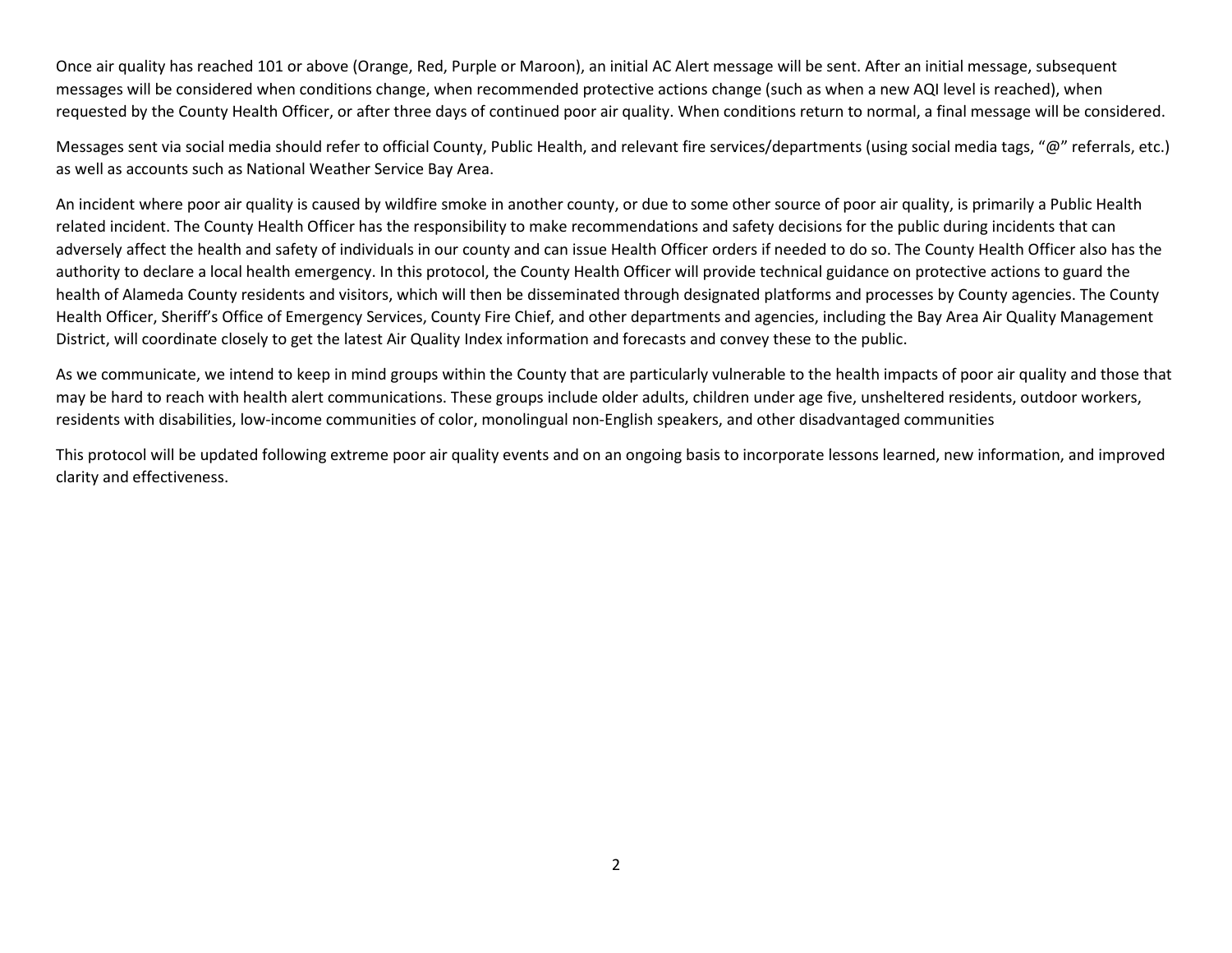Once air quality has reached 101 or above (Orange, Red, Purple or Maroon), an initial AC Alert message will be sent. After an initial message, subsequent messages will be considered when conditions change, when recommended protective actions change (such as when a new AQI level is reached), when requested by the County Health Officer, or after three days of continued poor air quality. When conditions return to normal, a final message will be considered.

Messages sent via social media should refer to official County, Public Health, and relevant fire services/departments (using social media tags, "@" referrals, etc.) as well as accounts such as National Weather Service Bay Area.

An incident where poor air quality is caused by wildfire smoke in another county, or due to some other source of poor air quality, is primarily a Public Health related incident. The County Health Officer has the responsibility to make recommendations and safety decisions for the public during incidents that can adversely affect the health and safety of individuals in our county and can issue Health Officer orders if needed to do so. The County Health Officer also has the authority to declare a local health emergency. In this protocol, the County Health Officer will provide technical guidance on protective actions to guard the health of Alameda County residents and visitors, which will then be disseminated through designated platforms and processes by County agencies. The County Health Officer, Sheriff's Office of Emergency Services, County Fire Chief, and other departments and agencies, including the Bay Area Air Quality Management District, will coordinate closely to get the latest Air Quality Index information and forecasts and convey these to the public.

As we communicate, we intend to keep in mind groups within the County that are particularly vulnerable to the health impacts of poor air quality and those that may be hard to reach with health alert communications. These groups include older adults, children under age five, unsheltered residents, outdoor workers, residents with disabilities, low-income communities of color, monolingual non-English speakers, and other disadvantaged communities

This protocol will be updated following extreme poor air quality events and on an ongoing basis to incorporate lessons learned, new information, and improved clarity and effectiveness.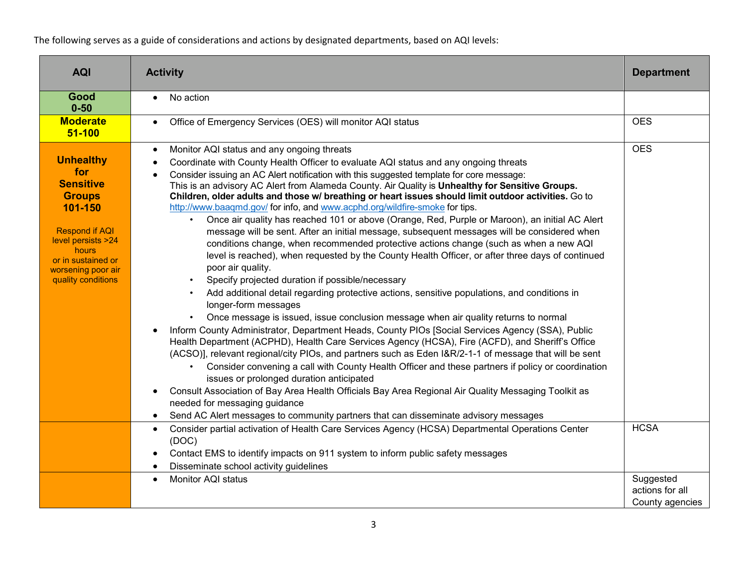The following serves as a guide of considerations and actions by designated departments, based on AQI levels:

| AQI | Activity | Department |
|---|---|---|
| **Good 0-50** | • No action | |
| **Moderate 51-100** | • Office of Emergency Services (OES) will monitor AQI status | OES |
| **Unhealthy for Sensitive Groups 101-150**<br><br>Respond if AQI level persists >24 hours or in sustained or worsening poor air quality conditions | • Monitor AQI status and any ongoing threats<br>• Coordinate with County Health Officer to evaluate AQI status and any ongoing threats<br>• Consider issuing an AC Alert notification with this suggested template for core message: This is an advisory AC Alert from Alameda County. Air Quality is **Unhealthy for Sensitive Groups. Children, older adults and those w/ breathing or heart issues should limit outdoor activities.** Go to [http://www.baaqmd.gov/](http://www.baaqmd.gov/) for info, and [www.acphd.org/wildfire-smoke](www.acphd.org/wildfire-smoke) for tips.<br>&nbsp;&nbsp;&nbsp;&nbsp;◦ Once air quality has reached 101 or above (Orange, Red, Purple or Maroon), an initial AC Alert message will be sent. After an initial message, subsequent messages will be considered when conditions change, when recommended protective actions change (such as when a new AQI level is reached), when requested by the County Health Officer, or after three days of continued poor air quality.<br>&nbsp;&nbsp;&nbsp;&nbsp;◦ Specify projected duration if possible/necessary<br>&nbsp;&nbsp;&nbsp;&nbsp;◦ Add additional detail regarding protective actions, sensitive populations, and conditions in longer-form messages<br>&nbsp;&nbsp;&nbsp;&nbsp;◦ Once message is issued, issue conclusion message when air quality returns to normal<br>• Inform County Administrator, Department Heads, County PIOs [Social Services Agency (SSA), Public Health Department (ACPHD), Health Care Services Agency (HCSA), Fire (ACFD), and Sheriff's Office (ACSO)], relevant regional/city PIOs, and partners such as Eden I&R/2-1-1 of message that will be sent<br>&nbsp;&nbsp;&nbsp;&nbsp;◦ Consider convening a call with County Health Officer and these partners if policy or coordination issues or prolonged duration anticipated<br>• Consult Association of Bay Area Health Officials Bay Area Regional Air Quality Messaging Toolkit as needed for messaging guidance<br>• Send AC Alert messages to community partners that can disseminate advisory messages | OES |
| | • Consider partial activation of Health Care Services Agency (HCSA) Departmental Operations Center (DOC)<br>• Contact EMS to identify impacts on 911 system to inform public safety messages<br>• Disseminate school activity guidelines | HCSA |
| | • Monitor AQI status | Suggested actions for all County agencies |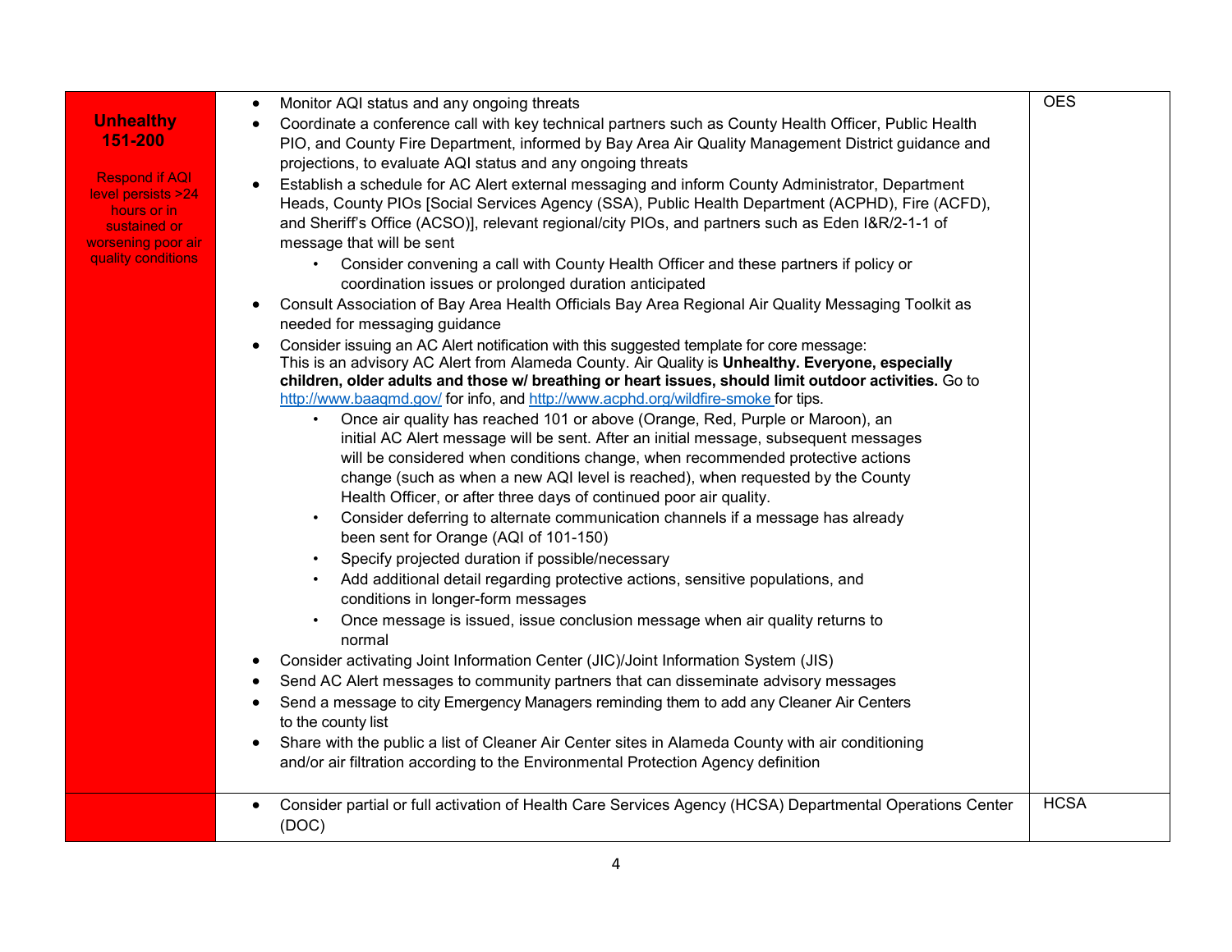| | | |
|---|---|---|
| **Unhealthy 151-200**<br><br>Respond if AQI level persists >24 hours or in sustained or worsening poor air quality conditions | • Monitor AQI status and any ongoing threats<br>• Coordinate a conference call with key technical partners such as County Health Officer, Public Health PIO, and County Fire Department, informed by Bay Area Air Quality Management District guidance and projections, to evaluate AQI status and any ongoing threats<br>• Establish a schedule for AC Alert external messaging and inform County Administrator, Department Heads, County PIOs [Social Services Agency (SSA), Public Health Department (ACPHD), Fire (ACFD), and Sheriff's Office (ACSO)], relevant regional/city PIOs, and partners such as Eden I&R/2-1-1 of message that will be sent<br>&nbsp;&nbsp;&nbsp;&nbsp;• Consider convening a call with County Health Officer and these partners if policy or coordination issues or prolonged duration anticipated<br>• Consult Association of Bay Area Health Officials Bay Area Regional Air Quality Messaging Toolkit as needed for messaging guidance<br>• Consider issuing an AC Alert notification with this suggested template for core message: This is an advisory AC Alert from Alameda County. Air Quality is **Unhealthy. Everyone, especially children, older adults and those w/ breathing or heart issues, should limit outdoor activities.** Go to http://www.baaqmd.gov/ for info, and http://www.acphd.org/wildfire-smoke for tips.<br>&nbsp;&nbsp;&nbsp;&nbsp;• Once air quality has reached 101 or above (Orange, Red, Purple or Maroon), an initial AC Alert message will be sent. After an initial message, subsequent messages will be considered when conditions change, when recommended protective actions change (such as when a new AQI level is reached), when requested by the County Health Officer, or after three days of continued poor air quality.<br>&nbsp;&nbsp;&nbsp;&nbsp;• Consider deferring to alternate communication channels if a message has already been sent for Orange (AQI of 101-150)<br>&nbsp;&nbsp;&nbsp;&nbsp;• Specify projected duration if possible/necessary<br>&nbsp;&nbsp;&nbsp;&nbsp;• Add additional detail regarding protective actions, sensitive populations, and conditions in longer-form messages<br>&nbsp;&nbsp;&nbsp;&nbsp;• Once message is issued, issue conclusion message when air quality returns to normal<br>• Consider activating Joint Information Center (JIC)/Joint Information System (JIS)<br>• Send AC Alert messages to community partners that can disseminate advisory messages<br>• Send a message to city Emergency Managers reminding them to add any Cleaner Air Centers to the county list<br>• Share with the public a list of Cleaner Air Center sites in Alameda County with air conditioning and/or air filtration according to the Environmental Protection Agency definition | OES |
| | • Consider partial or full activation of Health Care Services Agency (HCSA) Departmental Operations Center (DOC) | HCSA |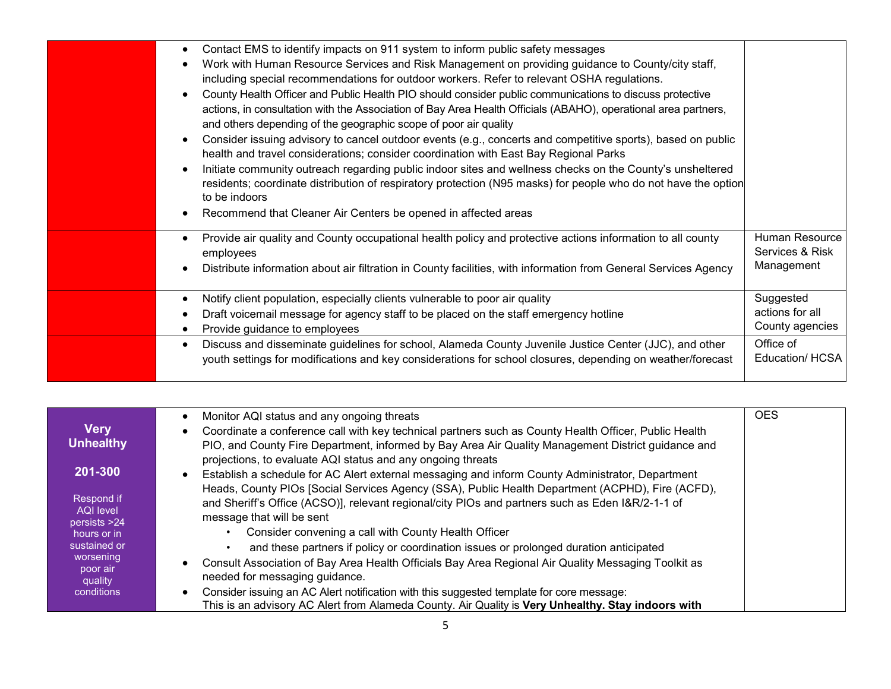| | | |
|---|---|---|
| | • Contact EMS to identify impacts on 911 system to inform public safety messages<br>• Work with Human Resource Services and Risk Management on providing guidance to County/city staff, including special recommendations for outdoor workers. Refer to relevant OSHA regulations.<br>• County Health Officer and Public Health PIO should consider public communications to discuss protective actions, in consultation with the Association of Bay Area Health Officials (ABAHO), operational area partners, and others depending of the geographic scope of poor air quality<br>• Consider issuing advisory to cancel outdoor events (e.g., concerts and competitive sports), based on public health and travel considerations; consider coordination with East Bay Regional Parks<br>• Initiate community outreach regarding public indoor sites and wellness checks on the County's unsheltered residents; coordinate distribution of respiratory protection (N95 masks) for people who do not have the option to be indoors<br>• Recommend that Cleaner Air Centers be opened in affected areas | |
| | • Provide air quality and County occupational health policy and protective actions information to all county employees<br>• Distribute information about air filtration in County facilities, with information from General Services Agency | Human Resource Services & Risk Management |
| | • Notify client population, especially clients vulnerable to poor air quality<br>• Draft voicemail message for agency staff to be placed on the staff emergency hotline<br>• Provide guidance to employees | Suggested actions for all County agencies |
| | • Discuss and disseminate guidelines for school, Alameda County Juvenile Justice Center (JJC), and other youth settings for modifications and key considerations for school closures, depending on weather/forecast | Office of Education/ HCSA |

| | | |
|---|---|---|
| **Very Unhealthy**<br><br>**201-300**<br><br>Respond if AQI level persists >24 hours or in sustained or worsening poor air quality conditions | • Monitor AQI status and any ongoing threats<br>• Coordinate a conference call with key technical partners such as County Health Officer, Public Health PIO, and County Fire Department, informed by Bay Area Air Quality Management District guidance and projections, to evaluate AQI status and any ongoing threats<br>• Establish a schedule for AC Alert external messaging and inform County Administrator, Department Heads, County PIOs [Social Services Agency (SSA), Public Health Department (ACPHD), Fire (ACFD), and Sheriff's Office (ACSO)], relevant regional/city PIOs and partners such as Eden I&R/2-1-1 of message that will be sent<br>&nbsp;&nbsp;&nbsp;&nbsp;◦ Consider convening a call with County Health Officer<br>&nbsp;&nbsp;&nbsp;&nbsp;◦ and these partners if policy or coordination issues or prolonged duration anticipated<br>• Consult Association of Bay Area Health Officials Bay Area Regional Air Quality Messaging Toolkit as needed for messaging guidance.<br>• Consider issuing an AC Alert notification with this suggested template for core message:<br>This is an advisory AC Alert from Alameda County. Air Quality is **Very Unhealthy. Stay indoors with** | OES |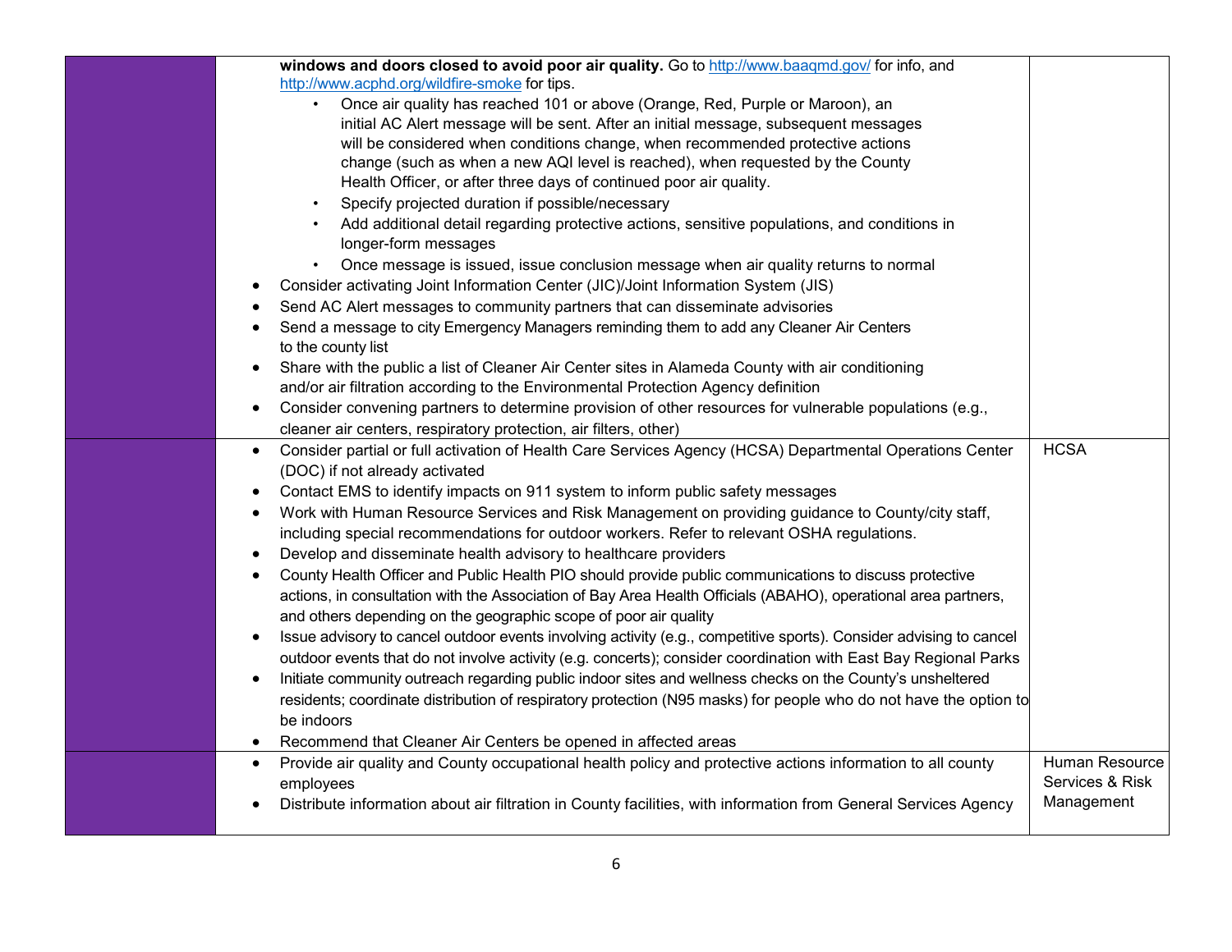| | | |
|---|---|---|
| | **windows and doors closed to avoid poor air quality.** Go to http://www.baaqmd.gov/ for info, and http://www.acphd.org/wildfire-smoke for tips.<br>• Once air quality has reached 101 or above (Orange, Red, Purple or Maroon), an initial AC Alert message will be sent. After an initial message, subsequent messages will be considered when conditions change, when recommended protective actions change (such as when a new AQI level is reached), when requested by the County Health Officer, or after three days of continued poor air quality.<br>• Specify projected duration if possible/necessary<br>• Add additional detail regarding protective actions, sensitive populations, and conditions in longer-form messages<br>• Once message is issued, issue conclusion message when air quality returns to normal<br>• Consider activating Joint Information Center (JIC)/Joint Information System (JIS)<br>• Send AC Alert messages to community partners that can disseminate advisories<br>• Send a message to city Emergency Managers reminding them to add any Cleaner Air Centers to the county list<br>• Share with the public a list of Cleaner Air Center sites in Alameda County with air conditioning and/or air filtration according to the Environmental Protection Agency definition<br>• Consider convening partners to determine provision of other resources for vulnerable populations (e.g., cleaner air centers, respiratory protection, air filters, other) | |
| | • Consider partial or full activation of Health Care Services Agency (HCSA) Departmental Operations Center (DOC) if not already activated<br>• Contact EMS to identify impacts on 911 system to inform public safety messages<br>• Work with Human Resource Services and Risk Management on providing guidance to County/city staff, including special recommendations for outdoor workers. Refer to relevant OSHA regulations.<br>• Develop and disseminate health advisory to healthcare providers<br>• County Health Officer and Public Health PIO should provide public communications to discuss protective actions, in consultation with the Association of Bay Area Health Officials (ABAHO), operational area partners, and others depending on the geographic scope of poor air quality<br>• Issue advisory to cancel outdoor events involving activity (e.g., competitive sports). Consider advising to cancel outdoor events that do not involve activity (e.g. concerts); consider coordination with East Bay Regional Parks<br>• Initiate community outreach regarding public indoor sites and wellness checks on the County's unsheltered residents; coordinate distribution of respiratory protection (N95 masks) for people who do not have the option to be indoors<br>• Recommend that Cleaner Air Centers be opened in affected areas | HCSA |
| | • Provide air quality and County occupational health policy and protective actions information to all county employees<br>• Distribute information about air filtration in County facilities, with information from General Services Agency | Human Resource Services & Risk Management |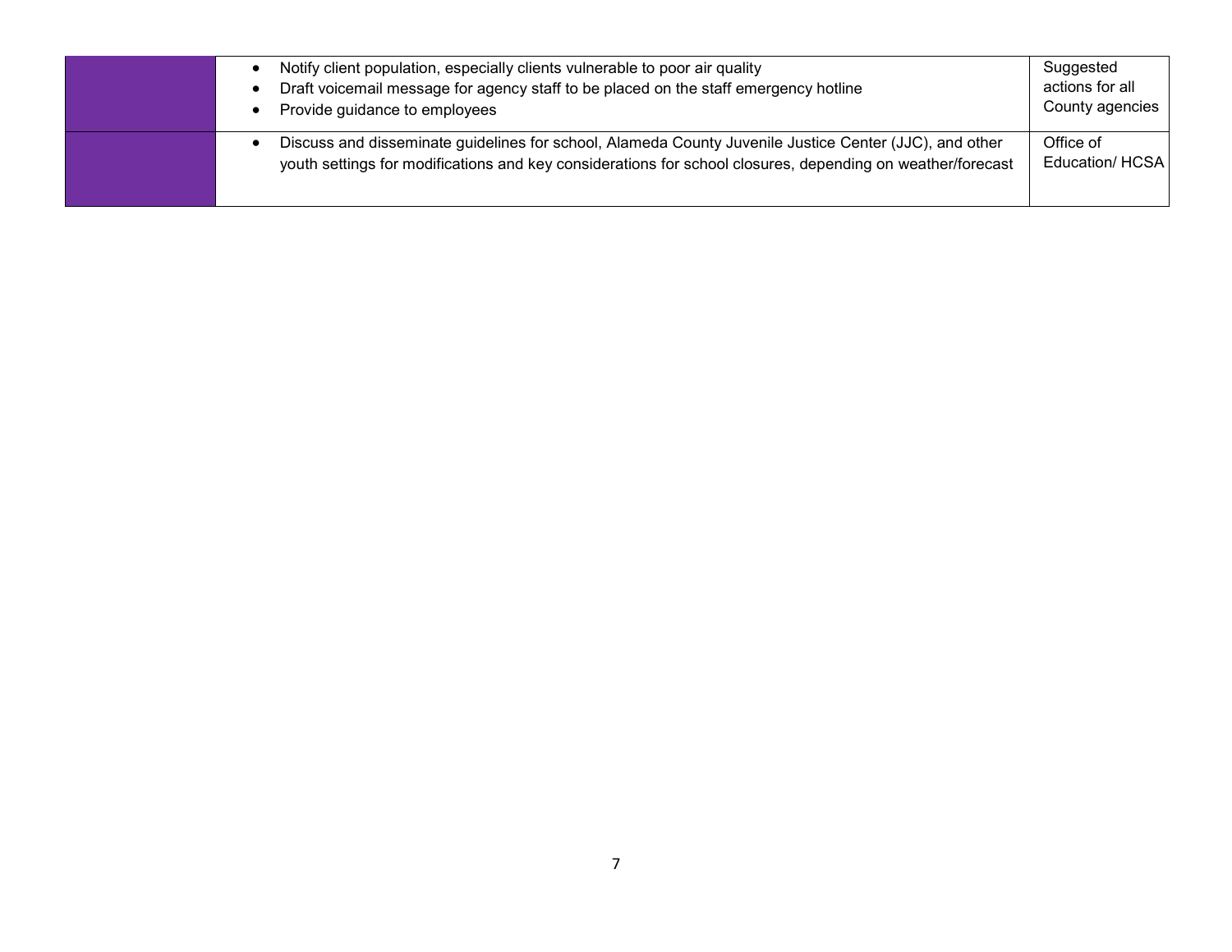| | | |
|---|---|---|
| | • Notify client population, especially clients vulnerable to poor air quality<br>• Draft voicemail message for agency staff to be placed on the staff emergency hotline<br>• Provide guidance to employees | Suggested actions for all County agencies |
| | • Discuss and disseminate guidelines for school, Alameda County Juvenile Justice Center (JJC), and other youth settings for modifications and key considerations for school closures, depending on weather/forecast | Office of Education/ HCSA |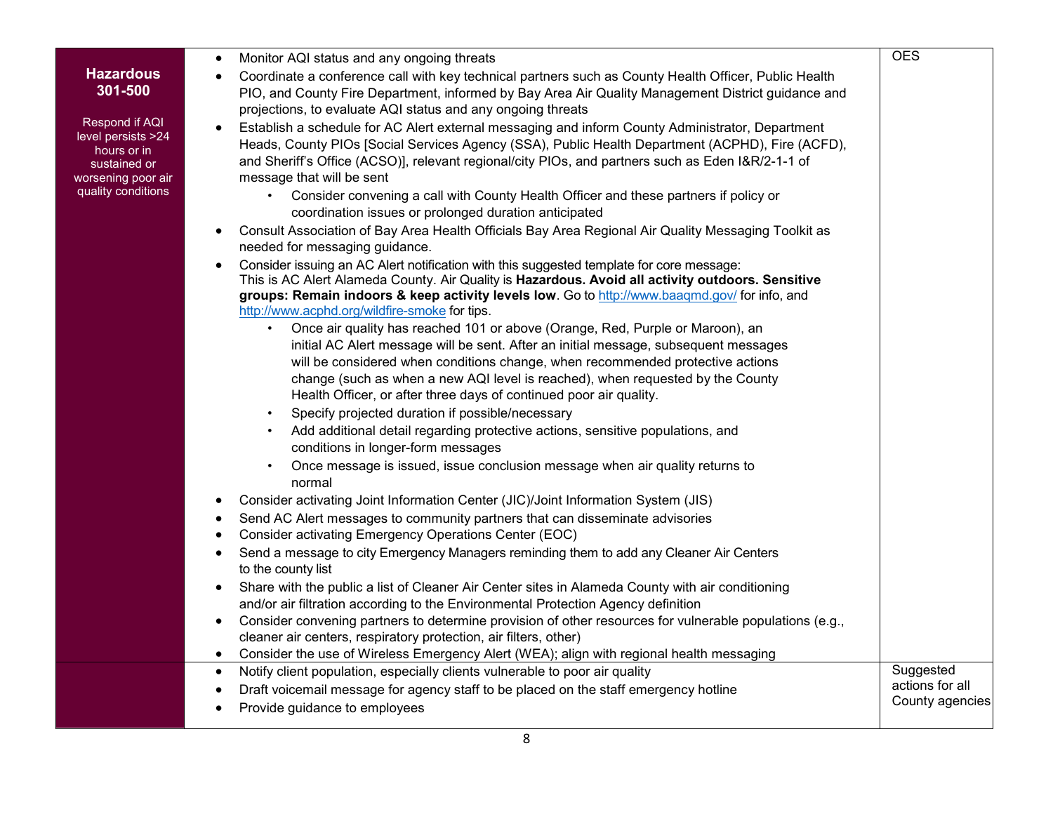| | | |
|---|---|---|
| **Hazardous 301-500**<br><br>Respond if AQI level persists >24 hours or in sustained or worsening poor air quality conditions | • Monitor AQI status and any ongoing threats<br>• Coordinate a conference call with key technical partners such as County Health Officer, Public Health PIO, and County Fire Department, informed by Bay Area Air Quality Management District guidance and projections, to evaluate AQI status and any ongoing threats<br>• Establish a schedule for AC Alert external messaging and inform County Administrator, Department Heads, County PIOs [Social Services Agency (SSA), Public Health Department (ACPHD), Fire (ACFD), and Sheriff's Office (ACSO)], relevant regional/city PIOs, and partners such as Eden I&R/2-1-1 of message that will be sent<br>&nbsp;&nbsp;&nbsp;&nbsp;◦ Consider convening a call with County Health Officer and these partners if policy or coordination issues or prolonged duration anticipated<br>• Consult Association of Bay Area Health Officials Bay Area Regional Air Quality Messaging Toolkit as needed for messaging guidance.<br>• Consider issuing an AC Alert notification with this suggested template for core message: This is AC Alert Alameda County. Air Quality is **Hazardous. Avoid all activity outdoors. Sensitive groups: Remain indoors & keep activity levels low**. Go to [http://www.baaqmd.gov/](http://www.baaqmd.gov/) for info, and [http://www.acphd.org/wildfire-smoke](http://www.acphd.org/wildfire-smoke) for tips.<br>&nbsp;&nbsp;&nbsp;&nbsp;◦ Once air quality has reached 101 or above (Orange, Red, Purple or Maroon), an initial AC Alert message will be sent. After an initial message, subsequent messages will be considered when conditions change, when recommended protective actions change (such as when a new AQI level is reached), when requested by the County Health Officer, or after three days of continued poor air quality.<br>&nbsp;&nbsp;&nbsp;&nbsp;◦ Specify projected duration if possible/necessary<br>&nbsp;&nbsp;&nbsp;&nbsp;◦ Add additional detail regarding protective actions, sensitive populations, and conditions in longer-form messages<br>&nbsp;&nbsp;&nbsp;&nbsp;◦ Once message is issued, issue conclusion message when air quality returns to normal<br>• Consider activating Joint Information Center (JIC)/Joint Information System (JIS)<br>• Send AC Alert messages to community partners that can disseminate advisories<br>• Consider activating Emergency Operations Center (EOC)<br>• Send a message to city Emergency Managers reminding them to add any Cleaner Air Centers to the county list<br>• Share with the public a list of Cleaner Air Center sites in Alameda County with air conditioning and/or air filtration according to the Environmental Protection Agency definition<br>• Consider convening partners to determine provision of other resources for vulnerable populations (e.g., cleaner air centers, respiratory protection, air filters, other)<br>• Consider the use of Wireless Emergency Alert (WEA); align with regional health messaging | OES |
| | • Notify client population, especially clients vulnerable to poor air quality<br>• Draft voicemail message for agency staff to be placed on the staff emergency hotline<br>• Provide guidance to employees | Suggested actions for all County agencies |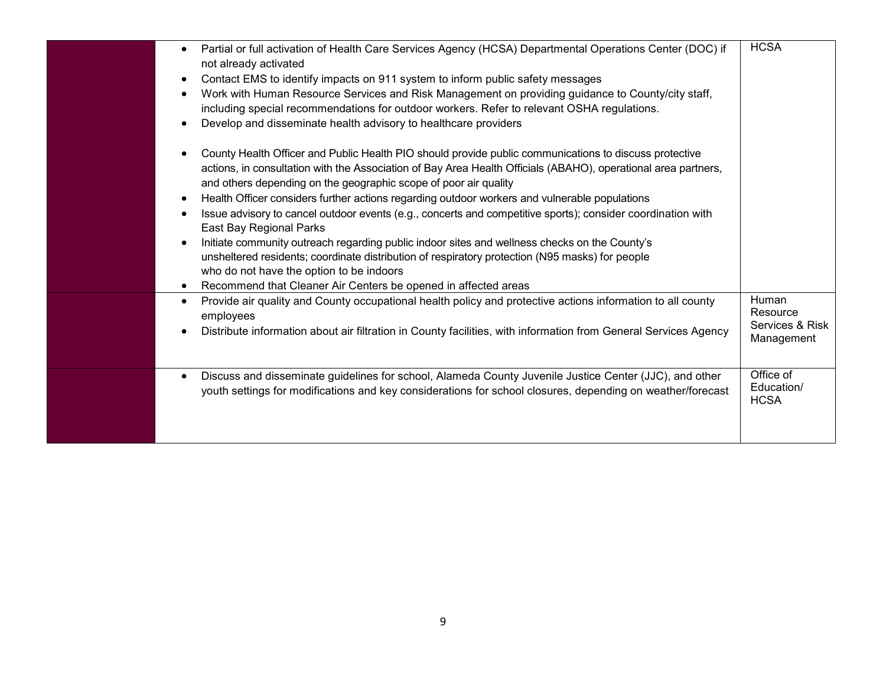| | | |
|---|---|---|
| | • Partial or full activation of Health Care Services Agency (HCSA) Departmental Operations Center (DOC) if not already activated<br>• Contact EMS to identify impacts on 911 system to inform public safety messages<br>• Work with Human Resource Services and Risk Management on providing guidance to County/city staff, including special recommendations for outdoor workers. Refer to relevant OSHA regulations.<br>• Develop and disseminate health advisory to healthcare providers<br><br>• County Health Officer and Public Health PIO should provide public communications to discuss protective actions, in consultation with the Association of Bay Area Health Officials (ABAHO), operational area partners, and others depending on the geographic scope of poor air quality<br>• Health Officer considers further actions regarding outdoor workers and vulnerable populations<br>• Issue advisory to cancel outdoor events (e.g., concerts and competitive sports); consider coordination with East Bay Regional Parks<br>• Initiate community outreach regarding public indoor sites and wellness checks on the County's unsheltered residents; coordinate distribution of respiratory protection (N95 masks) for people who do not have the option to be indoors<br>• Recommend that Cleaner Air Centers be opened in affected areas | HCSA |
| | • Provide air quality and County occupational health policy and protective actions information to all county employees<br>• Distribute information about air filtration in County facilities, with information from General Services Agency | Human Resource Services & Risk Management |
| | • Discuss and disseminate guidelines for school, Alameda County Juvenile Justice Center (JJC), and other youth settings for modifications and key considerations for school closures, depending on weather/forecast | Office of Education/ HCSA |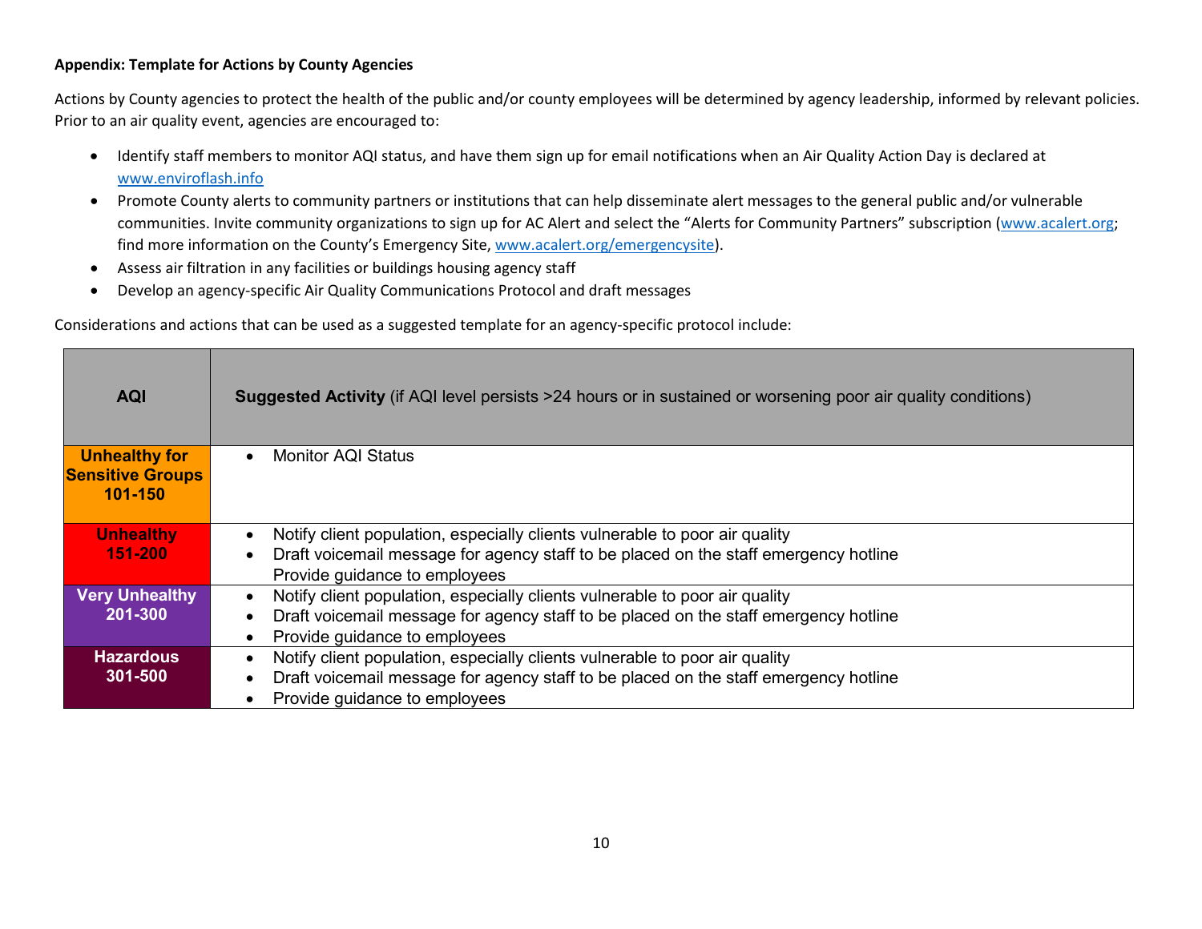**Appendix: Template for Actions by County Agencies**

Actions by County agencies to protect the health of the public and/or county employees will be determined by agency leadership, informed by relevant policies. Prior to an air quality event, agencies are encouraged to:

- Identify staff members to monitor AQI status, and have them sign up for email notifications when an Air Quality Action Day is declared at www.enviroflash.info
- Promote County alerts to community partners or institutions that can help disseminate alert messages to the general public and/or vulnerable communities. Invite community organizations to sign up for AC Alert and select the "Alerts for Community Partners" subscription (www.acalert.org; find more information on the County's Emergency Site, www.acalert.org/emergencysite).
- Assess air filtration in any facilities or buildings housing agency staff
- Develop an agency-specific Air Quality Communications Protocol and draft messages

Considerations and actions that can be used as a suggested template for an agency-specific protocol include:

| AQI | **Suggested Activity** (if AQI level persists >24 hours or in sustained or worsening poor air quality conditions) |
|---|---|
| **Unhealthy for Sensitive Groups 101-150** | • Monitor AQI Status |
| **Unhealthy 151-200** | • Notify client population, especially clients vulnerable to poor air quality<br>• Draft voicemail message for agency staff to be placed on the staff emergency hotline<br>Provide guidance to employees |
| **Very Unhealthy 201-300** | • Notify client population, especially clients vulnerable to poor air quality<br>• Draft voicemail message for agency staff to be placed on the staff emergency hotline<br>• Provide guidance to employees |
| **Hazardous 301-500** | • Notify client population, especially clients vulnerable to poor air quality<br>• Draft voicemail message for agency staff to be placed on the staff emergency hotline<br>• Provide guidance to employees |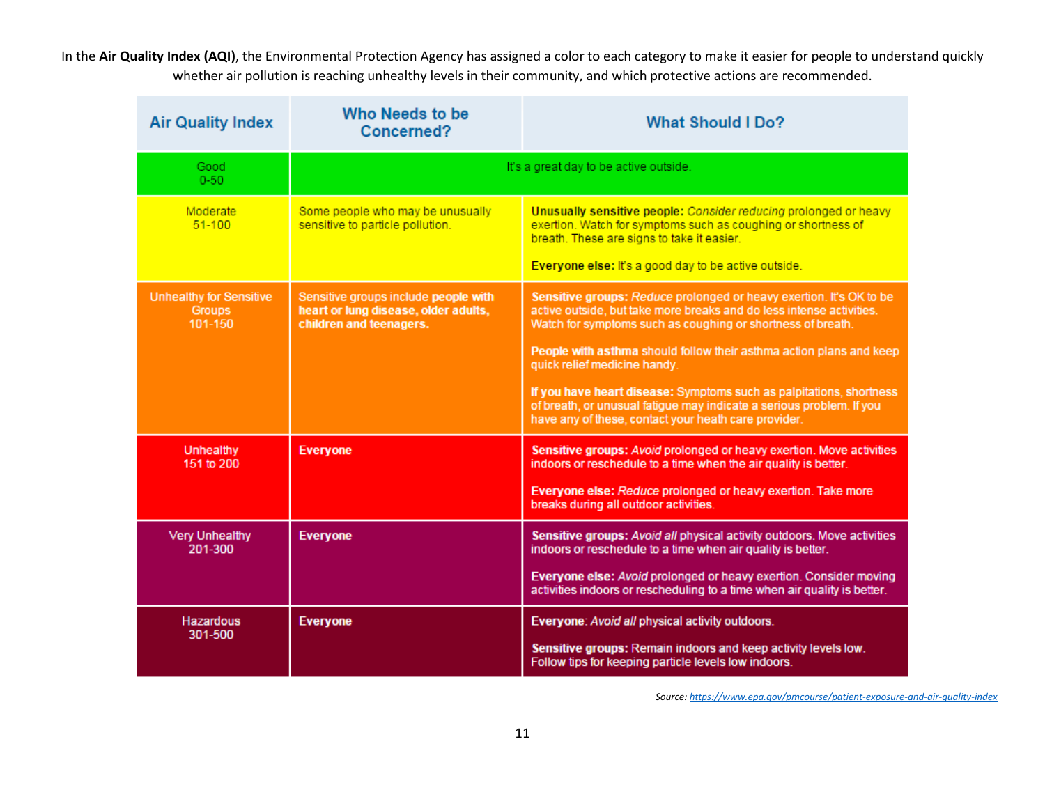In the **Air Quality Index (AQI)**, the Environmental Protection Agency has assigned a color to each category to make it easier for people to understand quickly whether air pollution is reaching unhealthy levels in their community, and which protective actions are recommended.

| Air Quality Index | Who Needs to be Concerned? | What Should I Do? |
|---|---|---|
| Good 0-50 | It's a great day to be active outside. | |
| Moderate 51-100 | Some people who may be unusually sensitive to particle pollution. | **Unusually sensitive people:** *Consider reducing* prolonged or heavy exertion. Watch for symptoms such as coughing or shortness of breath. These are signs to take it easier. **Everyone else:** It's a good day to be active outside. |
| Unhealthy for Sensitive Groups 101-150 | Sensitive groups include **people with heart or lung disease, older adults, children and teenagers.** | **Sensitive groups:** *Reduce* prolonged or heavy exertion. It's OK to be active outside, but take more breaks and do less intense activities. Watch for symptoms such as coughing or shortness of breath. **People with asthma** should follow their asthma action plans and keep quick relief medicine handy. **If you have heart disease:** Symptoms such as palpitations, shortness of breath, or unusual fatigue may indicate a serious problem. If you have any of these, contact your heath care provider. |
| Unhealthy 151 to 200 | **Everyone** | **Sensitive groups:** *Avoid* prolonged or heavy exertion. Move activities indoors or reschedule to a time when the air quality is better. **Everyone else:** *Reduce* prolonged or heavy exertion. Take more breaks during all outdoor activities. |
| Very Unhealthy 201-300 | **Everyone** | **Sensitive groups:** *Avoid all* physical activity outdoors. Move activities indoors or reschedule to a time when air quality is better. **Everyone else:** *Avoid* prolonged or heavy exertion. Consider moving activities indoors or rescheduling to a time when air quality is better. |
| Hazardous 301-500 | **Everyone** | **Everyone**: *Avoid all* physical activity outdoors. **Sensitive groups:** Remain indoors and keep activity levels low. Follow tips for keeping particle levels low indoors. |

*Source:* https://www.epa.gov/pmcourse/patient-exposure-and-air-quality-index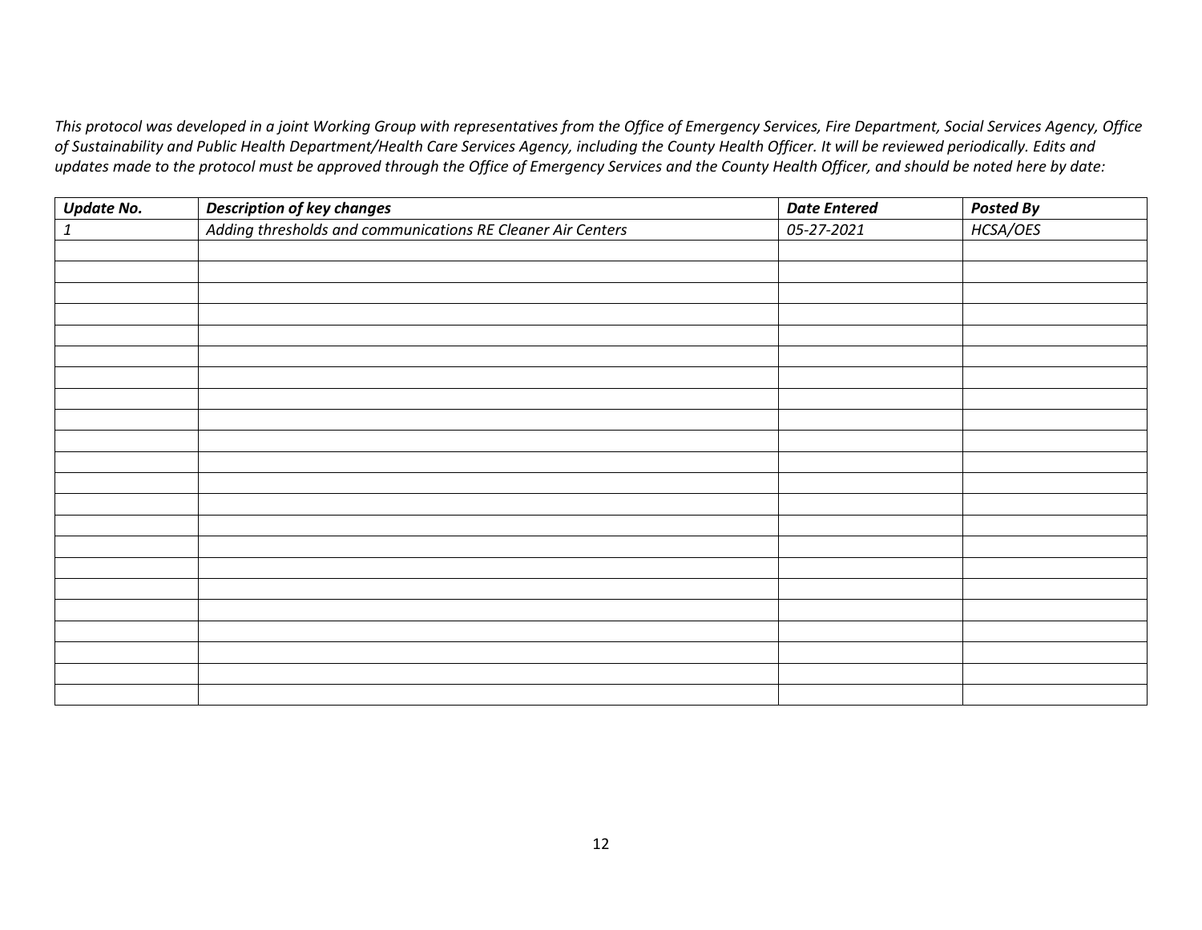*This protocol was developed in a joint Working Group with representatives from the Office of Emergency Services, Fire Department, Social Services Agency, Office of Sustainability and Public Health Department/Health Care Services Agency, including the County Health Officer. It will be reviewed periodically. Edits and updates made to the protocol must be approved through the Office of Emergency Services and the County Health Officer, and should be noted here by date:*

| ***Update No.*** | ***Description of key changes*** | ***Date Entered*** | ***Posted By*** |
|---|---|---|---|
| *1* | *Adding thresholds and communications RE Cleaner Air Centers* | *05-27-2021* | *HCSA/OES* |
| | | | |
| | | | |
| | | | |
| | | | |
| | | | |
| | | | |
| | | | |
| | | | |
| | | | |
| | | | |
| | | | |
| | | | |
| | | | |
| | | | |
| | | | |
| | | | |
| | | | |
| | | | |
| | | | |
| | | | |
| | | | |
| | | | |